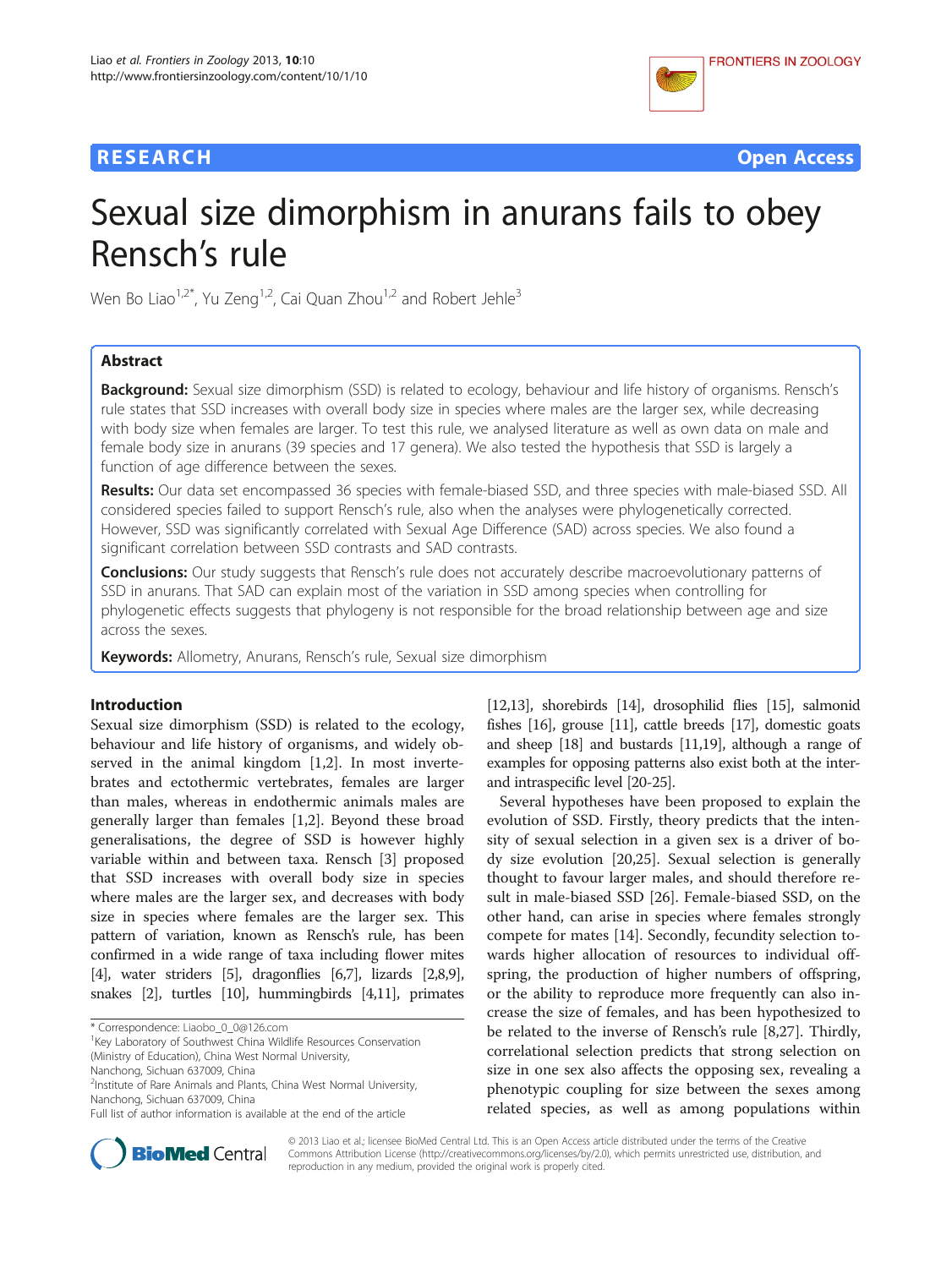**RESEARCH** **Open Access**

# Sexual size dimorphism in anurans fails to obey Rensch's rule

Wen Bo Liao[1,2*], Yu Zeng[1,2], Cai Quan Zhou[1,2] and Robert Jehle[3]

## Abstract

**Background:** Sexual size dimorphism (SSD) is related to ecology, behaviour and life history of organisms. Rensch's rule states that SSD increases with overall body size in species where males are the larger sex, while decreasing with body size when females are larger. To test this rule, we analysed literature as well as own data on male and female body size in anurans (39 species and 17 genera). We also tested the hypothesis that SSD is largely a function of age difference between the sexes.

**Results:** Our data set encompassed 36 species with female-biased SSD, and three species with male-biased SSD. All considered species failed to support Rensch's rule, also when the analyses were phylogenetically corrected. However, SSD was significantly correlated with Sexual Age Difference (SAD) across species. We also found a significant correlation between SSD contrasts and SAD contrasts.

**Conclusions:** Our study suggests that Rensch's rule does not accurately describe macroevolutionary patterns of SSD in anurans. That SAD can explain most of the variation in SSD among species when controlling for phylogenetic effects suggests that phylogeny is not responsible for the broad relationship between age and size across the sexes.

**Keywords:** Allometry, Anurans, Rensch's rule, Sexual size dimorphism

## Introduction

Sexual size dimorphism (SSD) is related to the ecology, behaviour and life history of organisms, and widely observed in the animal kingdom [1,2]. In most invertebrates and ectothermic vertebrates, females are larger than males, whereas in endothermic animals males are generally larger than females [1,2]. Beyond these broad generalisations, the degree of SSD is however highly variable within and between taxa. Rensch [3] proposed that SSD increases with overall body size in species where males are the larger sex, and decreases with body size in species where females are the larger sex. This pattern of variation, known as Rensch's rule, has been confirmed in a wide range of taxa including flower mites [4], water striders [5], dragonflies [6,7], lizards [2,8,9], snakes [2], turtles [10], hummingbirds [4,11], primates [12,13], shorebirds [14], drosophilid flies [15], salmonid fishes [16], grouse [11], cattle breeds [17], domestic goats and sheep [18] and bustards [11,19], although a range of examples for opposing patterns also exist both at the inter- and intraspecific level [20-25].

Several hypotheses have been proposed to explain the evolution of SSD. Firstly, theory predicts that the intensity of sexual selection in a given sex is a driver of body size evolution [20,25]. Sexual selection is generally thought to favour larger males, and should therefore result in male-biased SSD [26]. Female-biased SSD, on the other hand, can arise in species where females strongly compete for mates [14]. Secondly, fecundity selection towards higher allocation of resources to individual offspring, the production of higher numbers of offspring, or the ability to reproduce more frequently can also increase the size of females, and has been hypothesized to be related to the inverse of Rensch's rule [8,27]. Thirdly, correlational selection predicts that strong selection on size in one sex also affects the opposing sex, revealing a phenotypic coupling for size between the sexes among related species, as well as among populations within

* Correspondence: Liaobo_0_0@126.com
[1]Key Laboratory of Southwest China Wildlife Resources Conservation (Ministry of Education), China West Normal University, Nanchong, Sichuan 637009, China
[2]Institute of Rare Animals and Plants, China West Normal University, Nanchong, Sichuan 637009, China
Full list of author information is available at the end of the article

© 2013 Liao et al.; licensee BioMed Central Ltd. This is an Open Access article distributed under the terms of the Creative Commons Attribution License (http://creativecommons.org/licenses/by/2.0), which permits unrestricted use, distribution, and reproduction in any medium, provided the original work is properly cited.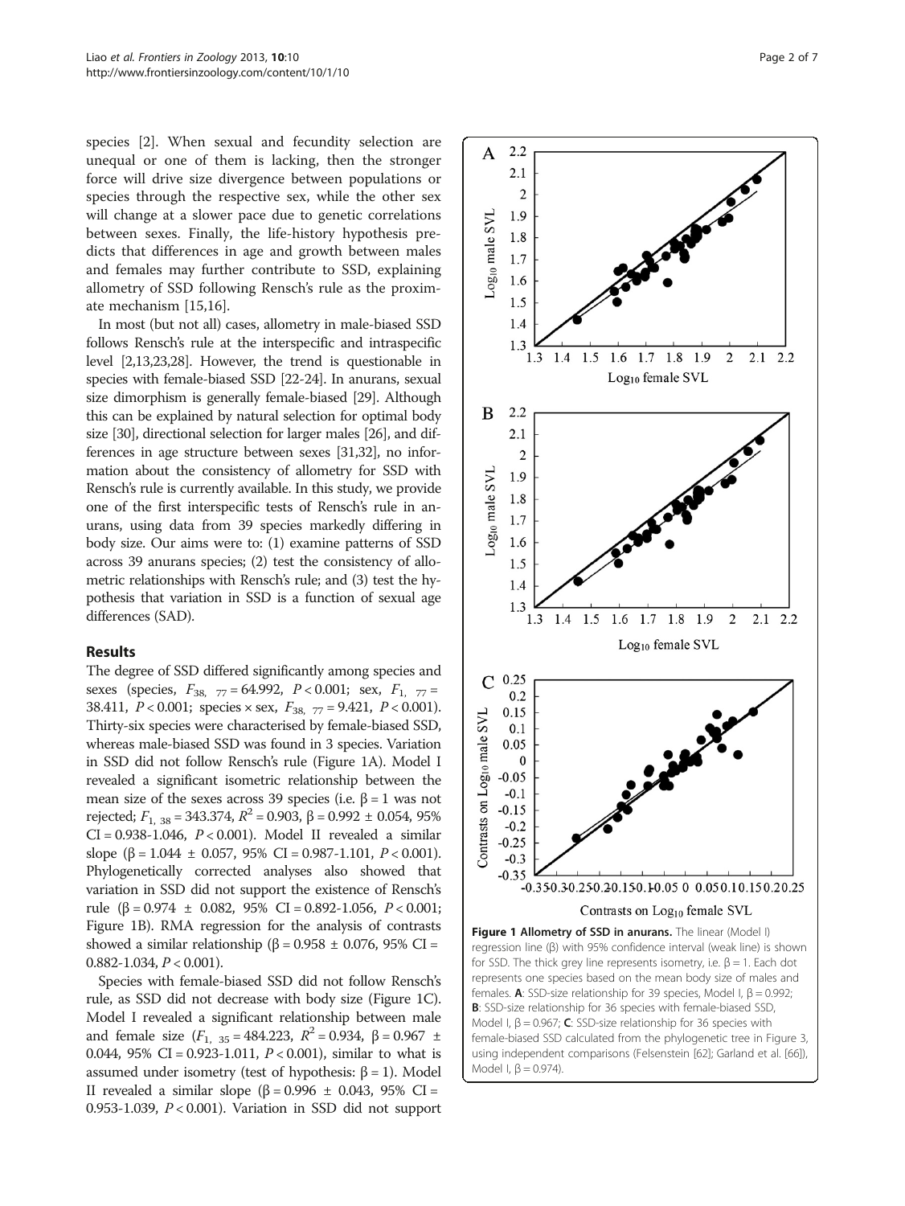species [2]. When sexual and fecundity selection are unequal or one of them is lacking, then the stronger force will drive size divergence between populations or species through the respective sex, while the other sex will change at a slower pace due to genetic correlations between sexes. Finally, the life-history hypothesis predicts that differences in age and growth between males and females may further contribute to SSD, explaining allometry of SSD following Rensch's rule as the proximate mechanism [15,16].

In most (but not all) cases, allometry in male-biased SSD follows Rensch's rule at the interspecific and intraspecific level [2,13,23,28]. However, the trend is questionable in species with female-biased SSD [22-24]. In anurans, sexual size dimorphism is generally female-biased [29]. Although this can be explained by natural selection for optimal body size [30], directional selection for larger males [26], and differences in age structure between sexes [31,32], no information about the consistency of allometry for SSD with Rensch's rule is currently available. In this study, we provide one of the first interspecific tests of Rensch's rule in anurans, using data from 39 species markedly differing in body size. Our aims were to: (1) examine patterns of SSD across 39 anurans species; (2) test the consistency of allometric relationships with Rensch's rule; and (3) test the hypothesis that variation in SSD is a function of sexual age differences (SAD).

## Results

The degree of SSD differed significantly among species and sexes (species, $F_{38,\ 77} = 64.992$, $P < 0.001$; sex, $F_{1,\ 77} = 38.411$, $P < 0.001$; species × sex, $F_{38,\ 77} = 9.421$, $P < 0.001$). Thirty-six species were characterised by female-biased SSD, whereas male-biased SSD was found in 3 species. Variation in SSD did not follow Rensch's rule (Figure 1A). Model I revealed a significant isometric relationship between the mean size of the sexes across 39 species (i.e. $\beta = 1$ was not rejected; $F_{1,\ 38} = 343.374$, $R^2 = 0.903$, $\beta = 0.992 \pm 0.054$, 95% CI = 0.938-1.046, $P < 0.001$). Model II revealed a similar slope ($\beta = 1.044 \pm 0.057$, 95% CI = 0.987-1.101, $P < 0.001$). Phylogenetically corrected analyses also showed that variation in SSD did not support the existence of Rensch's rule ($\beta = 0.974 \pm 0.082$, 95% CI = 0.892-1.056, $P < 0.001$; Figure 1B). RMA regression for the analysis of contrasts showed a similar relationship ($\beta = 0.958 \pm 0.076$, 95% CI = 0.882-1.034, $P < 0.001$).

Species with female-biased SSD did not follow Rensch's rule, as SSD did not decrease with body size (Figure 1C). Model I revealed a significant relationship between male and female size ($F_{1,\ 35} = 484.223$, $R^2 = 0.934$, $\beta = 0.967 \pm 0.044$, 95% CI = 0.923-1.011, $P < 0.001$), similar to what is assumed under isometry (test of hypothesis: $\beta = 1$). Model II revealed a similar slope ($\beta = 0.996 \pm 0.043$, 95% CI = 0.953-1.039, $P < 0.001$). Variation in SSD did not support

A
Log10 male SVL
Log10 female SVL

B
Log10 male SVL
Log10 female SVL

C
Contrasts on Log10 male SVL
Contrasts on Log10 female SVL

**Figure 1 Allometry of SSD in anurans.** The linear (Model I) regression line (β) with 95% confidence interval (weak line) is shown for SSD. The thick grey line represents isometry, i.e. $\beta = 1$. Each dot represents one species based on the mean body size of males and females. **A**: SSD-size relationship for 39 species, Model I, $\beta = 0.992$; **B**: SSD-size relationship for 36 species with female-biased SSD, Model I, $\beta = 0.967$; **C**: SSD-size relationship for 36 species with female-biased SSD calculated from the phylogenetic tree in Figure 3, using independent comparisons (Felsenstein [62]; Garland et al. [66]), Model I, $\beta = 0.974$).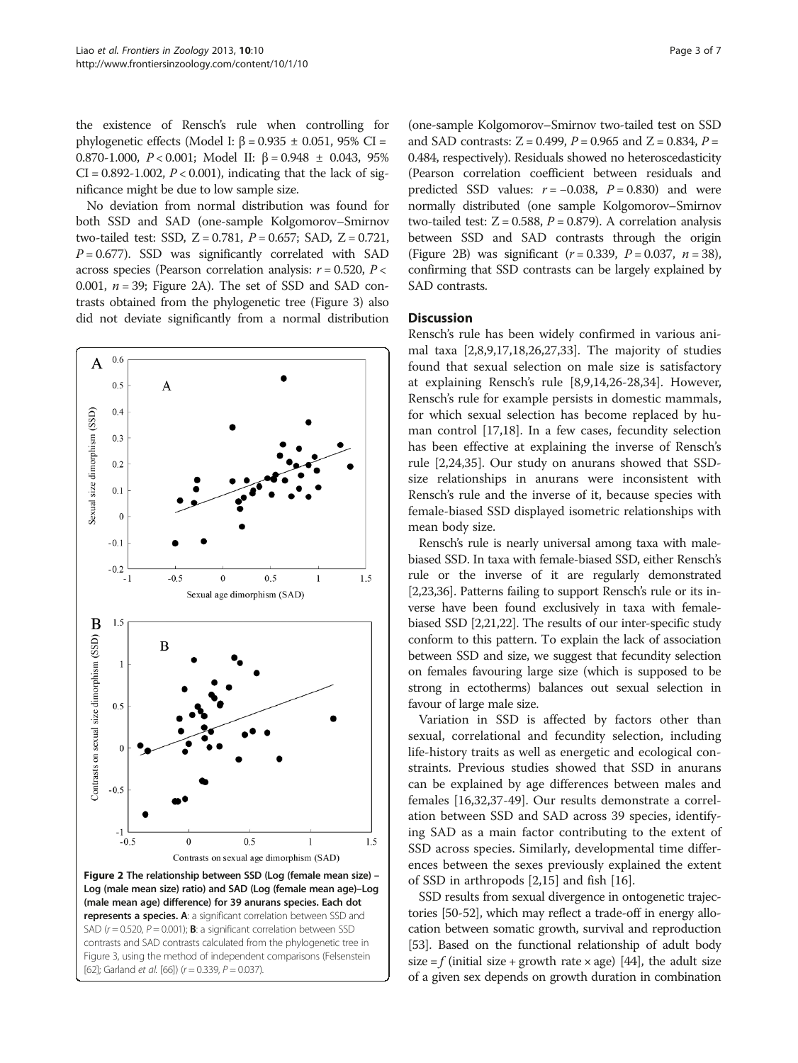the existence of Rensch's rule when controlling for phylogenetic effects (Model I: $\beta = 0.935 \pm 0.051$, 95% CI = 0.870-1.000, $P < 0.001$; Model II: $\beta = 0.948 \pm 0.043$, 95% CI = 0.892-1.002, $P < 0.001$), indicating that the lack of significance might be due to low sample size.

No deviation from normal distribution was found for both SSD and SAD (one-sample Kolgomorov–Smirnov two-tailed test: SSD, Z = 0.781, $P = 0.657$; SAD, Z = 0.721, $P = 0.677$). SSD was significantly correlated with SAD across species (Pearson correlation analysis: $r = 0.520$, $P < 0.001$, $n = 39$; Figure 2A). The set of SSD and SAD contrasts obtained from the phylogenetic tree (Figure 3) also did not deviate significantly from a normal distribution (one-sample Kolgomorov–Smirnov two-tailed test on SSD and SAD contrasts: Z = 0.499, $P = 0.965$ and Z = 0.834, $P = 0.484$, respectively). Residuals showed no heteroscedasticity (Pearson correlation coefficient between residuals and predicted SSD values: $r = -0.038$, $P = 0.830$) and were normally distributed (one sample Kolgomorov–Smirnov two-tailed test: Z = 0.588, $P = 0.879$). A correlation analysis between SSD and SAD contrasts through the origin (Figure 2B) was significant ($r = 0.339$, $P = 0.037$, $n = 38$), confirming that SSD contrasts can be largely explained by SAD contrasts.

A
Sexual size dimorphism (SSD)
Sexual age dimorphism (SAD)

B
Contrasts on sexual size dimorphism (SSD)
Contrasts on sexual age dimorphism (SAD)

**Figure 2 The relationship between SSD (Log (female mean size) – Log (male mean size) ratio) and SAD (Log (female mean age)–Log (male mean age) difference) for 39 anurans species. Each dot represents a species. A**: a significant correlation between SSD and SAD ($r = 0.520$, $P = 0.001$); **B**: a significant correlation between SSD contrasts and SAD contrasts calculated from the phylogenetic tree in Figure 3, using the method of independent comparisons (Felsenstein [62]; Garland *et al.* [66]) ($r = 0.339$, $P = 0.037$).

## Discussion

Rensch's rule has been widely confirmed in various animal taxa [2,8,9,17,18,26,27,33]. The majority of studies found that sexual selection on male size is satisfactory at explaining Rensch's rule [8,9,14,26-28,34]. However, Rensch's rule for example persists in domestic mammals, for which sexual selection has become replaced by human control [17,18]. In a few cases, fecundity selection has been effective at explaining the inverse of Rensch's rule [2,24,35]. Our study on anurans showed that SSD-size relationships in anurans were inconsistent with Rensch's rule and the inverse of it, because species with female-biased SSD displayed isometric relationships with mean body size.

Rensch's rule is nearly universal among taxa with male-biased SSD. In taxa with female-biased SSD, either Rensch's rule or the inverse of it are regularly demonstrated [2,23,36]. Patterns failing to support Rensch's rule or its inverse have been found exclusively in taxa with female-biased SSD [2,21,22]. The results of our inter-specific study conform to this pattern. To explain the lack of association between SSD and size, we suggest that fecundity selection on females favouring large size (which is supposed to be strong in ectotherms) balances out sexual selection in favour of large male size.

Variation in SSD is affected by factors other than sexual, correlational and fecundity selection, including life-history traits as well as energetic and ecological constraints. Previous studies showed that SSD in anurans can be explained by age differences between males and females [16,32,37-49]. Our results demonstrate a correlation between SSD and SAD across 39 species, identifying SAD as a main factor contributing to the extent of SSD across species. Similarly, developmental time differences between the sexes previously explained the extent of SSD in arthropods [2,15] and fish [16].

SSD results from sexual divergence in ontogenetic trajectories [50-52], which may reflect a trade-off in energy allocation between somatic growth, survival and reproduction [53]. Based on the functional relationship of adult body size = $f$ (initial size + growth rate × age) [44], the adult size of a given sex depends on growth duration in combination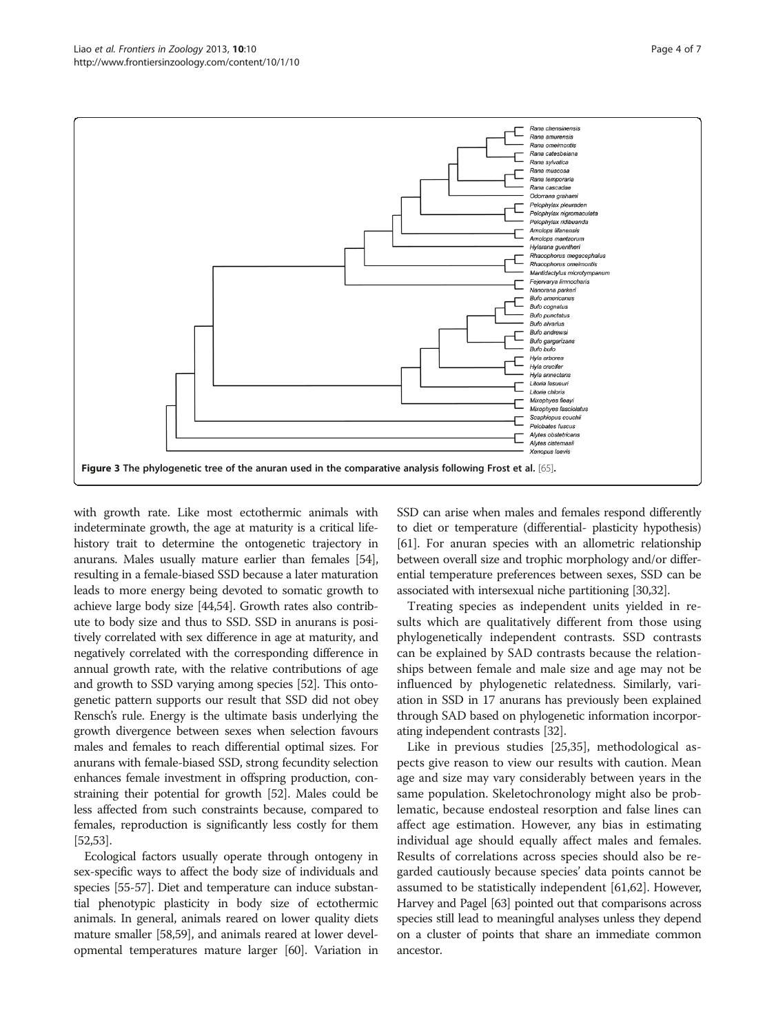Rana chensinensis
Rana amurensis
Rana omeimontis
Rana catesbeiana
Rana sylvatica
Rana muscosa
Rana temporaria
Rana cascadae
Odorrana grahami
Pelophylax pleuraden
Pelophylax nigromaculata
Pelophylax ridibunda
Amolops lifanensis
Amolops mantzorum
Hylarana guentheri
Rhacophorus megacephalus
Rhacophorus omeimontis
Mantidactylus microtympanum
Fejervarya limnocharis
Nanorana parkeri
Bufo americanus
Bufo cognatus
Bufo punctatus
Bufo alvarius
Bufo andrewsi
Bufo gargarizans
Bufo bufo
Hyla arborea
Hyla crucifer
Hyla annectans
Litoria lesueuri
Litoria chloris
Mixophyes fleayi
Mixophyes fasciolatus
Scaphiopus couchii
Pelobates fuscus
Alytes obstetricans
Alytes cisternasii
Xenopus laevis

**Figure 3 The phylogenetic tree of the anuran used in the comparative analysis following Frost et al. [65].**

with growth rate. Like most ectothermic animals with indeterminate growth, the age at maturity is a critical life-history trait to determine the ontogenetic trajectory in anurans. Males usually mature earlier than females [54], resulting in a female-biased SSD because a later maturation leads to more energy being devoted to somatic growth to achieve large body size [44,54]. Growth rates also contribute to body size and thus to SSD. SSD in anurans is positively correlated with sex difference in age at maturity, and negatively correlated with the corresponding difference in annual growth rate, with the relative contributions of age and growth to SSD varying among species [52]. This ontogenetic pattern supports our result that SSD did not obey Rensch's rule. Energy is the ultimate basis underlying the growth divergence between sexes when selection favours males and females to reach differential optimal sizes. For anurans with female-biased SSD, strong fecundity selection enhances female investment in offspring production, constraining their potential for growth [52]. Males could be less affected from such constraints because, compared to females, reproduction is significantly less costly for them [52,53].

Ecological factors usually operate through ontogeny in sex-specific ways to affect the body size of individuals and species [55-57]. Diet and temperature can induce substantial phenotypic plasticity in body size of ectothermic animals. In general, animals reared on lower quality diets mature smaller [58,59], and animals reared at lower developmental temperatures mature larger [60]. Variation in SSD can arise when males and females respond differently to diet or temperature (differential- plasticity hypothesis) [61]. For anuran species with an allometric relationship between overall size and trophic morphology and/or differential temperature preferences between sexes, SSD can be associated with intersexual niche partitioning [30,32].

Treating species as independent units yielded in results which are qualitatively different from those using phylogenetically independent contrasts. SSD contrasts can be explained by SAD contrasts because the relationships between female and male size and age may not be influenced by phylogenetic relatedness. Similarly, variation in SSD in 17 anurans has previously been explained through SAD based on phylogenetic information incorporating independent contrasts [32].

Like in previous studies [25,35], methodological aspects give reason to view our results with caution. Mean age and size may vary considerably between years in the same population. Skeletochronology might also be problematic, because endosteal resorption and false lines can affect age estimation. However, any bias in estimating individual age should equally affect males and females. Results of correlations across species should also be regarded cautiously because species' data points cannot be assumed to be statistically independent [61,62]. However, Harvey and Pagel [63] pointed out that comparisons across species still lead to meaningful analyses unless they depend on a cluster of points that share an immediate common ancestor.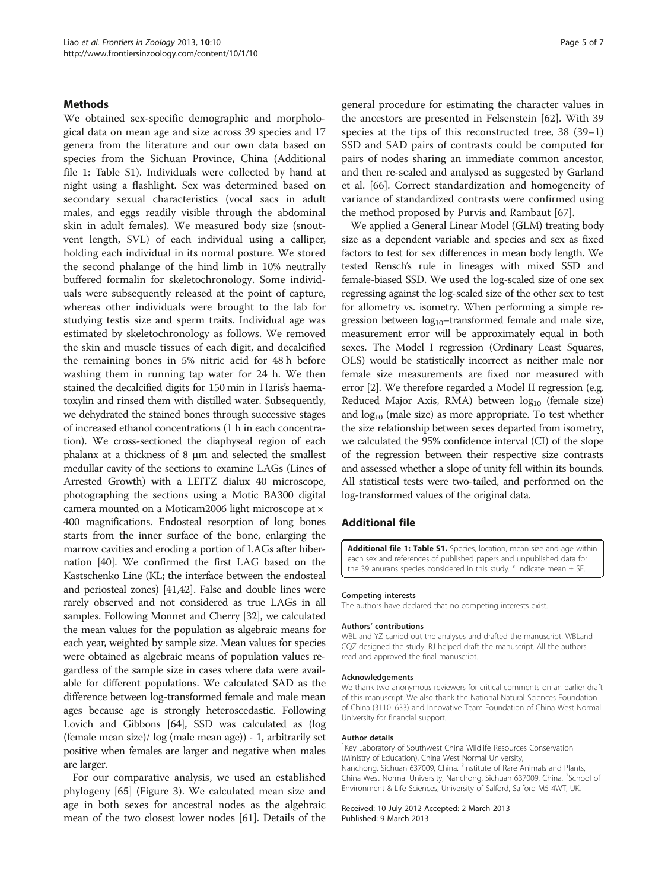## Methods

We obtained sex-specific demographic and morphological data on mean age and size across 39 species and 17 genera from the literature and our own data based on species from the Sichuan Province, China (Additional file 1: Table S1). Individuals were collected by hand at night using a flashlight. Sex was determined based on secondary sexual characteristics (vocal sacs in adult males, and eggs readily visible through the abdominal skin in adult females). We measured body size (snout-vent length, SVL) of each individual using a calliper, holding each individual in its normal posture. We stored the second phalange of the hind limb in 10% neutrally buffered formalin for skeletochronology. Some individuals were subsequently released at the point of capture, whereas other individuals were brought to the lab for studying testis size and sperm traits. Individual age was estimated by skeletochronology as follows. We removed the skin and muscle tissues of each digit, and decalcified the remaining bones in 5% nitric acid for 48 h before washing them in running tap water for 24 h. We then stained the decalcified digits for 150 min in Haris's haematoxylin and rinsed them with distilled water. Subsequently, we dehydrated the stained bones through successive stages of increased ethanol concentrations (1 h in each concentration). We cross-sectioned the diaphyseal region of each phalanx at a thickness of 8 μm and selected the smallest medullar cavity of the sections to examine LAGs (Lines of Arrested Growth) with a LEITZ dialux 40 microscope, photographing the sections using a Motic BA300 digital camera mounted on a Moticam2006 light microscope at × 400 magnifications. Endosteal resorption of long bones starts from the inner surface of the bone, enlarging the marrow cavities and eroding a portion of LAGs after hibernation [40]. We confirmed the first LAG based on the Kastschenko Line (KL; the interface between the endosteal and periosteal zones) [41,42]. False and double lines were rarely observed and not considered as true LAGs in all samples. Following Monnet and Cherry [32], we calculated the mean values for the population as algebraic means for each year, weighted by sample size. Mean values for species were obtained as algebraic means of population values regardless of the sample size in cases where data were available for different populations. We calculated SAD as the difference between log-transformed female and male mean ages because age is strongly heteroscedastic. Following Lovich and Gibbons [64], SSD was calculated as (log (female mean size)/ log (male mean age)) - 1, arbitrarily set positive when females are larger and negative when males are larger.

For our comparative analysis, we used an established phylogeny [65] (Figure 3). We calculated mean size and age in both sexes for ancestral nodes as the algebraic mean of the two closest lower nodes [61]. Details of the general procedure for estimating the character values in the ancestors are presented in Felsenstein [62]. With 39 species at the tips of this reconstructed tree, 38 (39–1) SSD and SAD pairs of contrasts could be computed for pairs of nodes sharing an immediate common ancestor, and then re-scaled and analysed as suggested by Garland et al. [66]. Correct standardization and homogeneity of variance of standardized contrasts were confirmed using the method proposed by Purvis and Rambaut [67].

We applied a General Linear Model (GLM) treating body size as a dependent variable and species and sex as fixed factors to test for sex differences in mean body length. We tested Rensch's rule in lineages with mixed SSD and female-biased SSD. We used the log-scaled size of one sex regressing against the log-scaled size of the other sex to test for allometry vs. isometry. When performing a simple regression between $\log_{10}$–transformed female and male size, measurement error will be approximately equal in both sexes. The Model I regression (Ordinary Least Squares, OLS) would be statistically incorrect as neither male nor female size measurements are fixed nor measured with error [2]. We therefore regarded a Model II regression (e.g. Reduced Major Axis, RMA) between $\log_{10}$ (female size) and $\log_{10}$ (male size) as more appropriate. To test whether the size relationship between sexes departed from isometry, we calculated the 95% confidence interval (CI) of the slope of the regression between their respective size contrasts and assessed whether a slope of unity fell within its bounds. All statistical tests were two-tailed, and performed on the log-transformed values of the original data.

## Additional file

**Additional file 1: Table S1.** Species, location, mean size and age within each sex and references of published papers and unpublished data for the 39 anurans species considered in this study. * indicate mean ± SE.

#### Competing interests

The authors have declared that no competing interests exist.

#### Authors' contributions

WBL and YZ carried out the analyses and drafted the manuscript. WBLand CQZ designed the study. RJ helped draft the manuscript. All the authors read and approved the final manuscript.

#### Acknowledgements

We thank two anonymous reviewers for critical comments on an earlier draft of this manuscript. We also thank the National Natural Sciences Foundation of China (31101633) and Innovative Team Foundation of China West Normal University for financial support.

#### Author details

[1]Key Laboratory of Southwest China Wildlife Resources Conservation (Ministry of Education), China West Normal University, Nanchong, Sichuan 637009, China. [2]Institute of Rare Animals and Plants, China West Normal University, Nanchong, Sichuan 637009, China. [3]School of Environment & Life Sciences, University of Salford, Salford M5 4WT, UK.

Received: 10 July 2012 Accepted: 2 March 2013
Published: 9 March 2013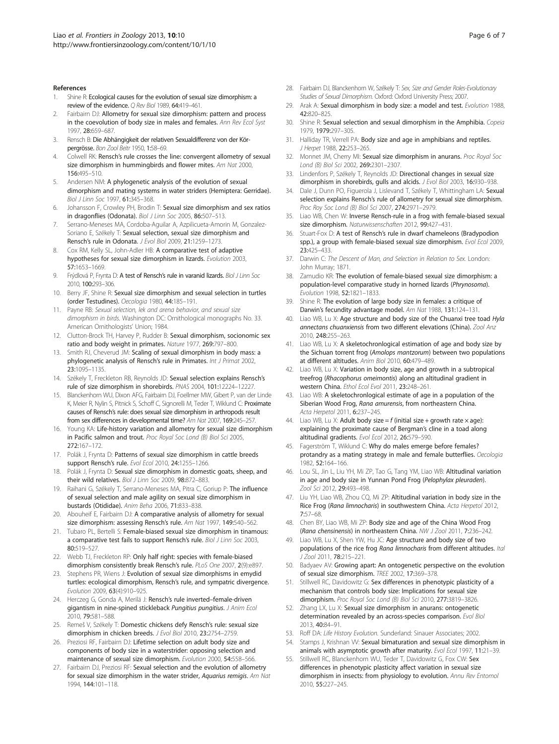## References

1. Shine R: Ecological causes for the evolution of sexual size dimorphism: a review of the evidence. *Q Rev Biol* 1989, **64:**419–461.
2. Fairbairn DJ: Allometry for sexual size dimorphism: pattern and process in the coevolution of body size in males and females. *Ann Rev Ecol Syst* 1997, **28:**659–687.
3. Rensch B: Die Abhängigkeit der relativen Sexualdifferenz von der Körpergrösse. *Bon Zool Beitr* 1950, **1:**58–69.
4. Colwell RK: Rensch's rule crosses the line: convergent allometry of sexual size dimorphism in hummingbirds and flower mites. *Am Nat* 2000, **156:**495–510.
5. Andersen NM: A phylogenetic analysis of the evolution of sexual dimorphism and mating systems in water striders (Hemiptera: Gerridae). *Biol J Linn Soc* 1997, **61:**345–368.
6. Johansson F, Crowley PH, Brodin T: Sexual size dimorphism and sex ratios in dragonflies (Odonata). *Biol J Linn Soc* 2005, **86:**507–513.
7. Serrano-Meneses MA, Cordoba-Aguilar A, Azpilicueta-Amorin M, Gonzalez-Soriano E, Székely T: Sexual selection, sexual size dimorphism and Rensch's rule in Odonata. *J Evol Biol* 2009, **21:**1259–1273.
8. Cox RM, Kelly SL, John-Adler HB: A comparative test of adaptive hypotheses for sexual size dimorphism in lizards. *Evolution* 2003, **57:**1653–1669.
9. Frýdlová P, Frynta D: A test of Rensch's rule in varanid lizards. *Biol J Linn Soc* 2010, **100:**293–306.
10. Berry JF, Shine R: Sexual size dimorphism and sexual selection in turtles (order Testudines). *Oecologia* 1980, **44:**185–191.
11. Payne RB: *Sexual selection, lek and arena behavior, and sexual size dimorphism in birds*. Washington DC: Ornithological monographs No. 33. American Ornithologists' Union; 1984.
12. Clutton-Brock TH, Harvey P, Rudder B: Sexual dimorphism, socionomic sex ratio and body weight in primates. *Nature* 1977, **269:**797–800.
13. Smith RJ, Cheverud JM: Scaling of sexual dimorphism in body mass: a phylogenetic analysis of Rensch's rule in Primates. *Int J Primat* 2002, **23:**1095–1135.
14. Székely T, Freckleton RB, Reynolds JD: Sexual selection explains Rensch's rule of size dimorphism in shorebirds. *PNAS* 2004, **101:**12224–12227.
15. Blanckenhorn WU, Dixon AFG, Fairbairn DJ, Foellmer MW, Gibert P, van der Linde K, Meier R, Nylin S, Pitnick S, Schoff C, Signorelli M, Teder T, Wiklund C: Proximate causes of Rensch's rule: does sexual size dimorphism in arthropods result from sex differences in developmental time? *Am Nat* 2007, **169:**245–257.
16. Young KA: Life-history variation and allometry for sexual size dimorphism in Pacific salmon and trout. *Proc Royal Soc Lond (B) Biol Sci* 2005, **272:**167–172.
17. Polák J, Frynta D: Patterns of sexual size dimorphism in cattle breeds support Rensch's rule. *Evol Ecol* 2010, **24:**1255–1266.
18. Polák J, Frynta D: Sexual size dimorphism in domestic goats, sheep, and their wild relatives. *Biol J Linn Soc* 2009, **98:**872–883.
19. Raihani G, Székely T, Serrano-Meneses MA, Pitra C, Goriup P: The influence of sexual selection and male agility on sexual size dimorphism in bustards (Otididae). *Anim Beha* 2006, **71:**833–838.
20. Abouheif E, Fairbairn DJ: A comparative analysis of allometry for sexual size dimorphism: assessing Rensch's rule. *Am Nat* 1997, **149:**540–562.
21. Tubaro PL, Bertelli S: Female-biased sexual size dimorphism in tinamous: a comparative test fails to support Rensch's rule. *Biol J Linn Soc* 2003, **80:**519–527.
22. Webb TJ, Freckleton RP: Only half right: species with female-biased dimorphism consistently break Rensch's rule. *PLoS One* 2007, **2**(9):e897.
23. Stephens PR, Wiens J: Evolution of sexual size dimorphisms in emydid turtles: ecological dimorphism, Rensch's rule, and sympatric divergence. *Evolution* 2009, **63**(4):910–925.
24. Herczeg G, Gonda A, Merilä J: Rensch's rule inverted–female-driven gigantism in nine-spined stickleback *Pungitius pungitius*. *J Anim Ecol* 2010, **79:**581–588.
25. Remeš V, Székely T: Domestic chickens defy Rensch's rule: sexual size dimorphism in chicken breeds. *J Evol Biol* 2010, **23:**2754–2759.
26. Preziosi RF, Fairbairn DJ: Lifetime selection on adult body size and components of body size in a waterstrider: opposing selection and maintenance of sexual size dimorphism. *Evolution* 2000, **54:**558–566.
27. Fairbairn DJ, Preziosi RF: Sexual selection and the evolution of allometry for sexual size dimorphism in the water strider, *Aquarius remigis*. *Am Nat* 1994, **144:**101–118.
28. Fairbairn DJ, Blanckenhorn W, Székely T: *Sex, Size and Gender Roles-Evolutionary Studies of Sexual Dimorphism*. Oxford: Oxford University Press; 2007.
29. Arak A: Sexual dimorphism in body size: a model and test. *Evolution* 1988, **42:**820–825.
30. Shine R: Sexual selection and sexual dimorphism in the Amphibia. *Copeia* 1979, **1979:**297–305.
31. Halliday TR, Verrell PA: Body size and age in amphibians and reptiles. *J Herpet* 1988, **22:**253–265.
32. Monnet JM, Cherry MI: Sexual size dimorphism in anurans. *Proc Royal Soc Lond (B) Biol Sci* 2002, **269:**2301–2307.
33. Lindenfors P, Székely T, Reynolds JD: Directional changes in sexual size dimorphism in shorebirds, gulls and alcids. *J Evol Biol* 2003, **16:**930–938.
34. Dale J, Dunn PO, Figuerola J, Lislevand T, Székely T, Whittingham LA: Sexual selection explains Rensch's rule of allometry for sexual size dimorphism. *Proc Roy Soc Lond (B) Biol Sci* 2007, **274:**2971–2979.
35. Liao WB, Chen W: Inverse Rensch-rule in a frog with female-biased sexual size dimorphism. *Naturwissenschaften* 2012, **99:**427–431.
36. Stuart-Fox D: A test of Rensch's rule in dwarf chameleons (Bradypodion spp.), a group with female-biased sexual size dimorphism. *Evol Ecol* 2009, **23:**425–433.
37. Darwin C: *The Descent of Man, and Selection in Relation to Sex*. London: John Murray; 1871.
38. Zamudio KR: The evolution of female-biased sexual size dimorphism: a population-level comparative study in horned lizards (*Phrynosoma*). *Evolution* 1998, **52:**1821–1833.
39. Shine R: The evolution of large body size in females: a critique of Darwin's fecundity advantage model. *Am Nat* 1988, **131:**124–131.
40. Liao WB, Lu X: Age structure and body size of the Chuanxi tree toad *Hyla annectans chuanxiensis* from two different elevations (China). *Zool Anz* 2010, **248:**255–263.
41. Liao WB, Lu X: A skeletochronlogical estimation of age and body size by the Sichuan torrent frog (*Amolops mantzorum*) between two populations at different altitudes. *Anim Biol* 2010, **60:**479–489.
42. Liao WB, Lu X: Variation in body size, age and growth in a subtropical treefrog (*Rhacophorus omeimontis*) along an altitudinal gradient in western China. *Ethol Ecol Evol* 2011, **23:**248–261.
43. Liao WB: A skeletochronlogical estimate of age in a population of the Siberian Wood Frog, *Rana amurensis*, from northeastern China. *Acta Herpetol* 2011, **6:**237–245.
44. Liao WB, Lu X: Adult body size = *f* (initial size + growth rate × age): explaining the proximate cause of Bergman's cline in a toad along altitudinal gradients. *Evol Ecol* 2012, **26:**579–590.
45. Fagerström T, Wiklund C: Why do males emerge before females? protandry as a mating strategy in male and female butterflies. *Oecologia* 1982, **52:**164–166.
46. Lou SL, Jin L, Liu YH, Mi ZP, Tao G, Tang YM, Liao WB: Altitudinal variation in age and body size in Yunnan Pond Frog (*Pelophylax pleuraden*). *Zool Sci* 2012, **29:**493–498.
47. Liu YH, Liao WB, Zhou CQ, Mi ZP: Altitudinal variation in body size in the Rice Frog (*Rana limnocharis*) in southwestern China. *Acta Herpetol* 2012, **7:**57–68.
48. Chen BY, Liao WB, Mi ZP: Body size and age of the China Wood Frog (*Rana chensinensis*) in northeastern China. *NW J Zool* 2011, **7:**236–242.
49. Liao WB, Lu X, Shen YW, Hu JC: Age structure and body size of two populations of the rice frog *Rana limnocharis* from different altitudes. *Ital J Zool* 2011, **78:**215–221.
50. Badyaev AV: Growing apart: An ontogenetic perspective on the evolution of sexual size dimorphism. *TREE* 2002, **17:**369–378.
51. Stillwell RC, Davidowitz G: Sex differences in phenotypic plasticity of a mechanism that controls body size: Implications for sexual size dimorphism. *Proc Royal Soc Lond (B) Biol Sci* 2010, **277:**3819–3826.
52. Zhang LX, Lu X: Sexual size dimorphism in anurans: ontogenetic determination revealed by an across-species comparison. *Evol Biol* 2013, **40:**84–91.
53. Roff DA: *Life History Evolution*. Sunderland: Sinauer Associates; 2002.
54. Stamps J, Krishnan VV: Sexual bimaturation and sexual size dimorphism in animals with asymptotic growth after maturity. *Evol Ecol* 1997, **11:**21–39.
55. Stillwell RC, Blanckenhorn WU, Teder T, Davidowitz G, Fox CW: Sex differences in phenotypic plasticity affect variation in sexual size dimorphism in insects: from physiology to evolution. *Annu Rev Entomol* 2010, **55:**227–245.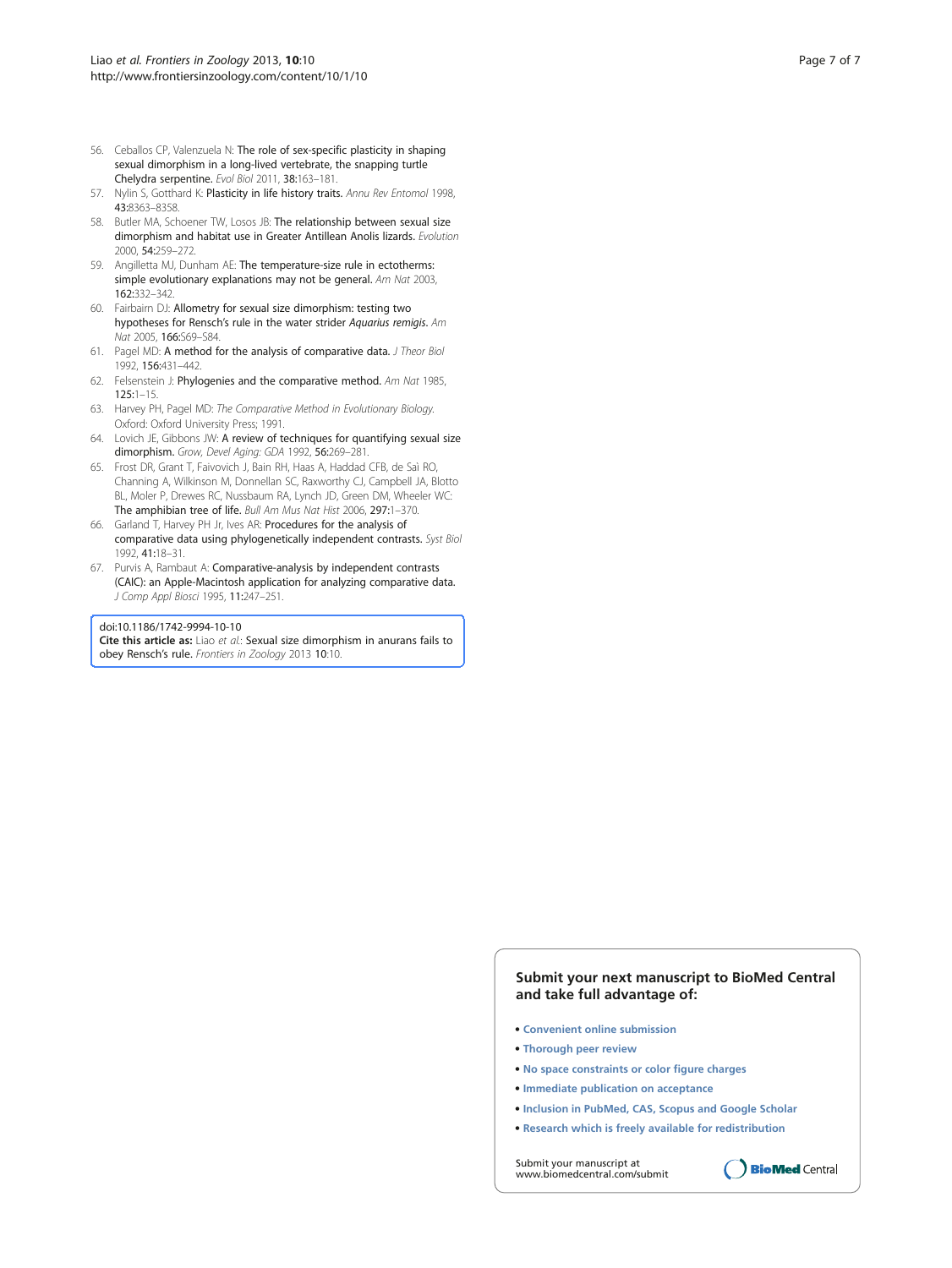56. Ceballos CP, Valenzuela N: The role of sex-specific plasticity in shaping sexual dimorphism in a long-lived vertebrate, the snapping turtle Chelydra serpentine. *Evol Biol* 2011, **38**:163–181.
57. Nylin S, Gotthard K: Plasticity in life history traits. *Annu Rev Entomol* 1998, **43**:8363–8358.
58. Butler MA, Schoener TW, Losos JB: The relationship between sexual size dimorphism and habitat use in Greater Antillean Anolis lizards. *Evolution* 2000, **54**:259–272.
59. Angilletta MJ, Dunham AE: The temperature-size rule in ectotherms: simple evolutionary explanations may not be general. *Am Nat* 2003, **162**:332–342.
60. Fairbairn DJ: Allometry for sexual size dimorphism: testing two hypotheses for Rensch's rule in the water strider *Aquarius remigis*. *Am Nat* 2005, **166**:S69–S84.
61. Pagel MD: A method for the analysis of comparative data. *J Theor Biol* 1992, **156**:431–442.
62. Felsenstein J: Phylogenies and the comparative method. *Am Nat* 1985, **125**:1–15.
63. Harvey PH, Pagel MD: *The Comparative Method in Evolutionary Biology*. Oxford: Oxford University Press; 1991.
64. Lovich JE, Gibbons JW: A review of techniques for quantifying sexual size dimorphism. *Grow, Devel Aging: GDA* 1992, **56**:269–281.
65. Frost DR, Grant T, Faivovich J, Bain RH, Haas A, Haddad CFB, de Saì RO, Channing A, Wilkinson M, Donnellan SC, Raxworthy CJ, Campbell JA, Blotto BL, Moler P, Drewes RC, Nussbaum RA, Lynch JD, Green DM, Wheeler WC: The amphibian tree of life. *Bull Am Mus Nat Hist* 2006, **297**:1–370.
66. Garland T, Harvey PH Jr, Ives AR: Procedures for the analysis of comparative data using phylogenetically independent contrasts. *Syst Biol* 1992, **41**:18–31.
67. Purvis A, Rambaut A: Comparative-analysis by independent contrasts (CAIC): an Apple-Macintosh application for analyzing comparative data. *J Comp Appl Biosci* 1995, **11**:247–251.

doi:10.1186/1742-9994-10-10
**Cite this article as:** Liao *et al.*: Sexual size dimorphism in anurans fails to obey Rensch's rule. *Frontiers in Zoology* 2013 **10**:10.

**Submit your next manuscript to BioMed Central and take full advantage of:**

- **Convenient online submission**
- **Thorough peer review**
- **No space constraints or color figure charges**
- **Immediate publication on acceptance**
- **Inclusion in PubMed, CAS, Scopus and Google Scholar**
- **Research which is freely available for redistribution**

Submit your manuscript at
www.biomedcentral.com/submit

BioMed Central